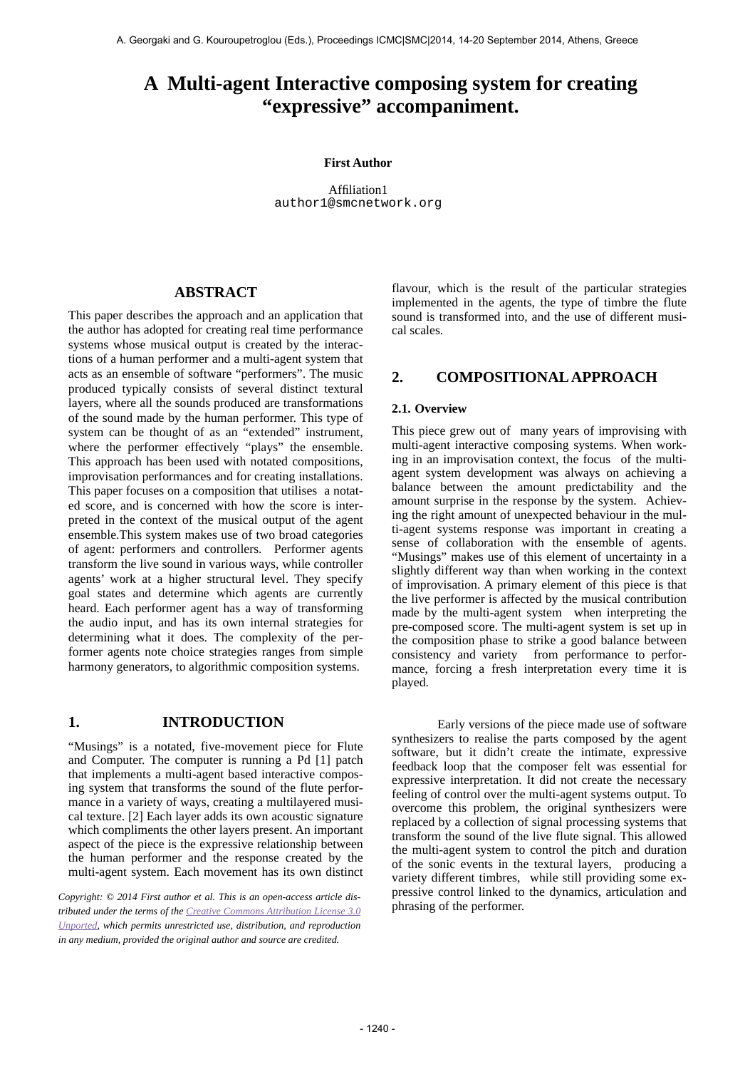# A Multi-agent Interactive composing system for creating "expressive" accompaniment.

**First Author**

Affiliation1
author1@smcnetwork.org

## ABSTRACT

This paper describes the approach and an application that the author has adopted for creating real time performance systems whose musical output is created by the interactions of a human performer and a multi-agent system that acts as an ensemble of software "performers". The music produced typically consists of several distinct textural layers, where all the sounds produced are transformations of the sound made by the human performer. This type of system can be thought of as an "extended" instrument, where the performer effectively "plays" the ensemble. This approach has been used with notated compositions, improvisation performances and for creating installations. This paper focuses on a composition that utilises a notated score, and is concerned with how the score is interpreted in the context of the musical output of the agent ensemble.This system makes use of two broad categories of agent: performers and controllers. Performer agents transform the live sound in various ways, while controller agents' work at a higher structural level. They specify goal states and determine which agents are currently heard. Each performer agent has a way of transforming the audio input, and has its own internal strategies for determining what it does. The complexity of the performer agents note choice strategies ranges from simple harmony generators, to algorithmic composition systems.

## 1. INTRODUCTION

"Musings" is a notated, five-movement piece for Flute and Computer. The computer is running a Pd [1] patch that implements a multi-agent based interactive composing system that transforms the sound of the flute performance in a variety of ways, creating a multilayered musical texture. [2] Each layer adds its own acoustic signature which compliments the other layers present. An important aspect of the piece is the expressive relationship between the human performer and the response created by the multi-agent system. Each movement has its own distinct flavour, which is the result of the particular strategies implemented in the agents, the type of timbre the flute sound is transformed into, and the use of different musical scales.

*Copyright: © 2014 First author et al. This is an open-access article distributed under the terms of the Creative Commons Attribution License 3.0 Unported, which permits unrestricted use, distribution, and reproduction in any medium, provided the original author and source are credited.*

## 2. COMPOSITIONAL APPROACH

### 2.1. Overview

This piece grew out of many years of improvising with multi-agent interactive composing systems. When working in an improvisation context, the focus of the multi-agent system development was always on achieving a balance between the amount predictability and the amount surprise in the response by the system. Achieving the right amount of unexpected behaviour in the multi-agent systems response was important in creating a sense of collaboration with the ensemble of agents. "Musings" makes use of this element of uncertainty in a slightly different way than when working in the context of improvisation. A primary element of this piece is that the live performer is affected by the musical contribution made by the multi-agent system when interpreting the pre-composed score. The multi-agent system is set up in the composition phase to strike a good balance between consistency and variety from performance to performance, forcing a fresh interpretation every time it is played.

Early versions of the piece made use of software synthesizers to realise the parts composed by the agent software, but it didn't create the intimate, expressive feedback loop that the composer felt was essential for expressive interpretation. It did not create the necessary feeling of control over the multi-agent systems output. To overcome this problem, the original synthesizers were replaced by a collection of signal processing systems that transform the sound of the live flute signal. This allowed the multi-agent system to control the pitch and duration of the sonic events in the textural layers, producing a variety different timbres, while still providing some expressive control linked to the dynamics, articulation and phrasing of the performer.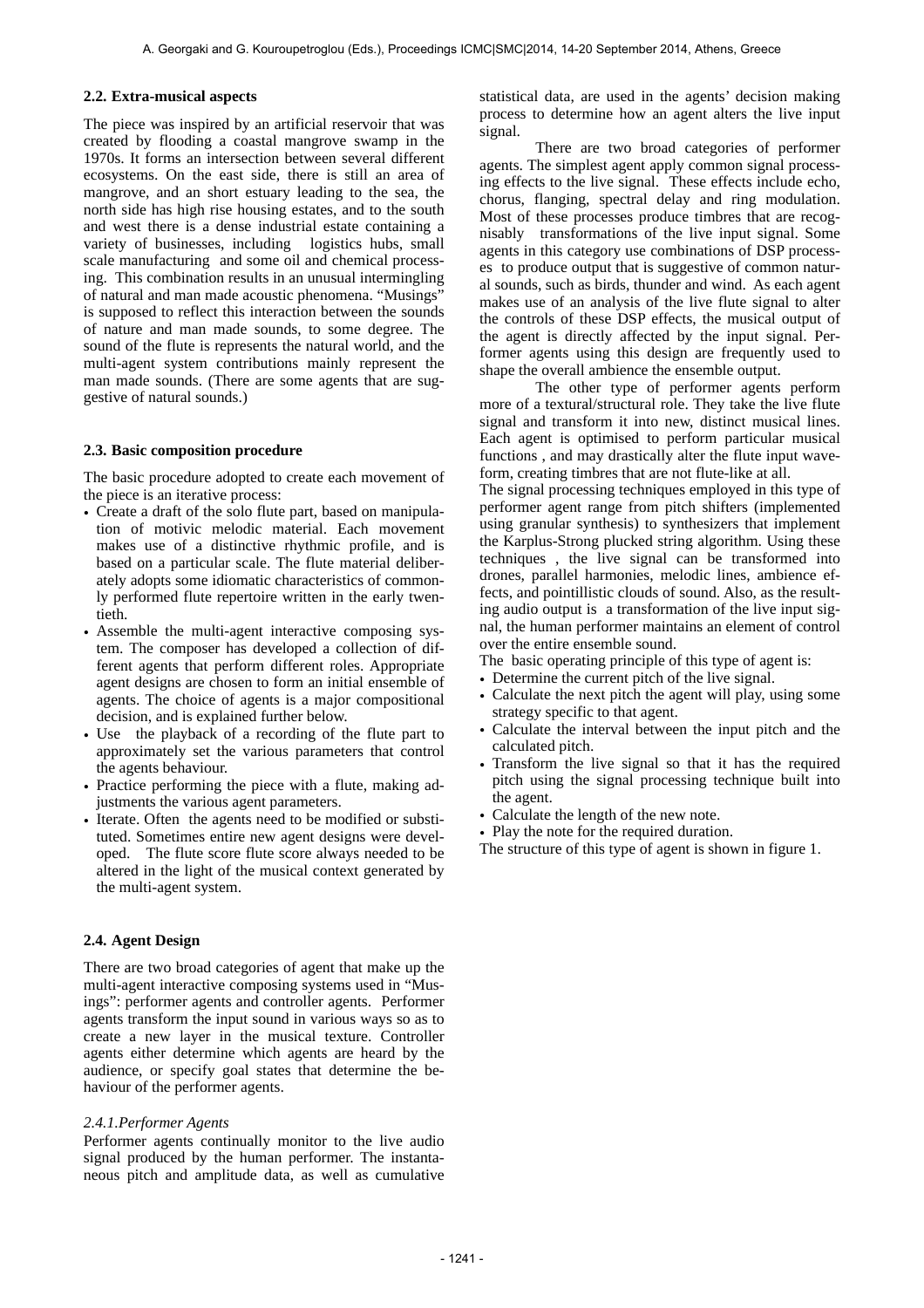### 2.2. Extra-musical aspects

The piece was inspired by an artificial reservoir that was created by flooding a coastal mangrove swamp in the 1970s. It forms an intersection between several different ecosystems. On the east side, there is still an area of mangrove, and an short estuary leading to the sea, the north side has high rise housing estates, and to the south and west there is a dense industrial estate containing a variety of businesses, including logistics hubs, small scale manufacturing and some oil and chemical processing. This combination results in an unusual intermingling of natural and man made acoustic phenomena. "Musings" is supposed to reflect this interaction between the sounds of nature and man made sounds, to some degree. The sound of the flute is represents the natural world, and the multi-agent system contributions mainly represent the man made sounds. (There are some agents that are suggestive of natural sounds.)

### 2.3. Basic composition procedure

The basic procedure adopted to create each movement of the piece is an iterative process:

- Create a draft of the solo flute part, based on manipulation of motivic melodic material. Each movement makes use of a distinctive rhythmic profile, and is based on a particular scale. The flute material deliberately adopts some idiomatic characteristics of commonly performed flute repertoire written in the early twentieth.
- Assemble the multi-agent interactive composing system. The composer has developed a collection of different agents that perform different roles. Appropriate agent designs are chosen to form an initial ensemble of agents. The choice of agents is a major compositional decision, and is explained further below.
- Use the playback of a recording of the flute part to approximately set the various parameters that control the agents behaviour.
- Practice performing the piece with a flute, making adjustments the various agent parameters.
- Iterate. Often the agents need to be modified or substituted. Sometimes entire new agent designs were developed. The flute score flute score always needed to be altered in the light of the musical context generated by the multi-agent system.

### 2.4. Agent Design

There are two broad categories of agent that make up the multi-agent interactive composing systems used in "Musings": performer agents and controller agents. Performer agents transform the input sound in various ways so as to create a new layer in the musical texture. Controller agents either determine which agents are heard by the audience, or specify goal states that determine the behaviour of the performer agents.

#### *2.4.1.Performer Agents*

Performer agents continually monitor to the live audio signal produced by the human performer. The instantaneous pitch and amplitude data, as well as cumulative statistical data, are used in the agents' decision making process to determine how an agent alters the live input signal.

There are two broad categories of performer agents. The simplest agent apply common signal processing effects to the live signal. These effects include echo, chorus, flanging, spectral delay and ring modulation. Most of these processes produce timbres that are recognisably transformations of the live input signal. Some agents in this category use combinations of DSP processes to produce output that is suggestive of common natural sounds, such as birds, thunder and wind. As each agent makes use of an analysis of the live flute signal to alter the controls of these DSP effects, the musical output of the agent is directly affected by the input signal. Performer agents using this design are frequently used to shape the overall ambience the ensemble output.

The other type of performer agents perform more of a textural/structural role. They take the live flute signal and transform it into new, distinct musical lines. Each agent is optimised to perform particular musical functions , and may drastically alter the flute input waveform, creating timbres that are not flute-like at all.

The signal processing techniques employed in this type of performer agent range from pitch shifters (implemented using granular synthesis) to synthesizers that implement the Karplus-Strong plucked string algorithm. Using these techniques , the live signal can be transformed into drones, parallel harmonies, melodic lines, ambience effects, and pointillistic clouds of sound. Also, as the resulting audio output is a transformation of the live input signal, the human performer maintains an element of control over the entire ensemble sound.

The basic operating principle of this type of agent is:

- Determine the current pitch of the live signal.
- Calculate the next pitch the agent will play, using some strategy specific to that agent.
- Calculate the interval between the input pitch and the calculated pitch.
- Transform the live signal so that it has the required pitch using the signal processing technique built into the agent.
- Calculate the length of the new note.
- Play the note for the required duration.

The structure of this type of agent is shown in figure 1.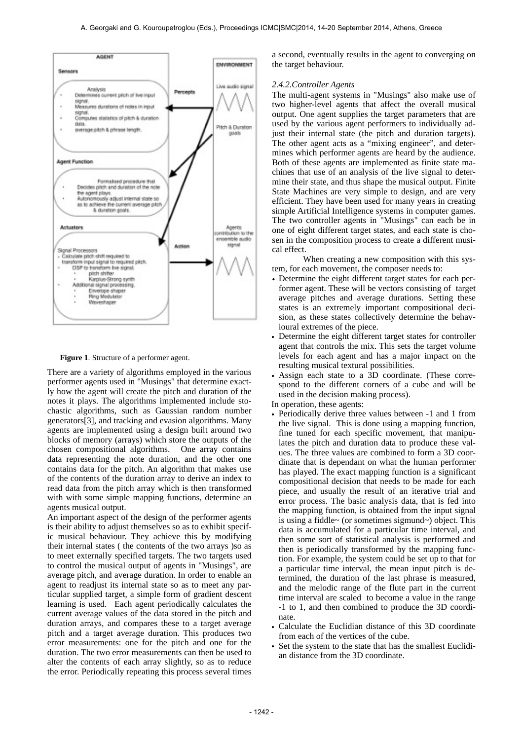Figure 1. Structure of a performer agent.

There are a variety of algorithms employed in the various performer agents used in "Musings" that determine exactly how the agent will create the pitch and duration of the notes it plays. The algorithms implemented include stochastic algorithms, such as Gaussian random number generators[3], and tracking and evasion algorithms. Many agents are implemented using a design built around two blocks of memory (arrays) which store the outputs of the chosen compositional algorithms. One array contains data representing the note duration, and the other one contains data for the pitch. An algorithm that makes use of the contents of the duration array to derive an index to read data from the pitch array which is then transformed with with some simple mapping functions, determine an agents musical output.

An important aspect of the design of the performer agents is their ability to adjust themselves so as to exhibit specific musical behaviour. They achieve this by modifying their internal states ( the contents of the two arrays )so as to meet externally specified targets. The two targets used to control the musical output of agents in "Musings", are average pitch, and average duration. In order to enable an agent to readjust its internal state so as to meet any particular supplied target, a simple form of gradient descent learning is used. Each agent periodically calculates the current average values of the data stored in the pitch and duration arrays, and compares these to a target average pitch and a target average duration. This produces two error measurements: one for the pitch and one for the duration. The two error measurements can then be used to alter the contents of each array slightly, so as to reduce the error. Periodically repeating this process several times a second, eventually results in the agent to converging on the target behaviour.

### *2.4.2.Controller Agents*

The multi-agent systems in "Musings" also make use of two higher-level agents that affect the overall musical output. One agent supplies the target parameters that are used by the various agent performers to individually adjust their internal state (the pitch and duration targets). The other agent acts as a "mixing engineer", and determines which performer agents are heard by the audience. Both of these agents are implemented as finite state machines that use of an analysis of the live signal to determine their state, and thus shape the musical output. Finite State Machines are very simple to design, and are very efficient. They have been used for many years in creating simple Artificial Intelligence systems in computer games. The two controller agents in "Musings" can each be in one of eight different target states, and each state is chosen in the composition process to create a different musical effect.

When creating a new composition with this system, for each movement, the composer needs to:

- Determine the eight different target states for each performer agent. These will be vectors consisting of target average pitches and average durations. Setting these states is an extremely important compositional decision, as these states collectively determine the behavioural extremes of the piece.
- Determine the eight different target states for controller agent that controls the mix. This sets the target volume levels for each agent and has a major impact on the resulting musical textural possibilities.
- Assign each state to a 3D coordinate. (These correspond to the different corners of a cube and will be used in the decision making process).

In operation, these agents:

- Periodically derive three values between -1 and 1 from the live signal. This is done using a mapping function, fine tuned for each specific movement, that manipulates the pitch and duration data to produce these values. The three values are combined to form a 3D coordinate that is dependant on what the human performer has played. The exact mapping function is a significant compositional decision that needs to be made for each piece, and usually the result of an iterative trial and error process. The basic analysis data, that is fed into the mapping function, is obtained from the input signal is using a fiddle~ (or sometimes sigmund~) object. This data is accumulated for a particular time interval, and then some sort of statistical analysis is performed and then is periodically transformed by the mapping function. For example, the system could be set up to that for a particular time interval, the mean input pitch is determined, the duration of the last phrase is measured, and the melodic range of the flute part in the current time interval are scaled to become a value in the range -1 to 1, and then combined to produce the 3D coordinate.
- Calculate the Euclidian distance of this 3D coordinate from each of the vertices of the cube.
- Set the system to the state that has the smallest Euclidian distance from the 3D coordinate.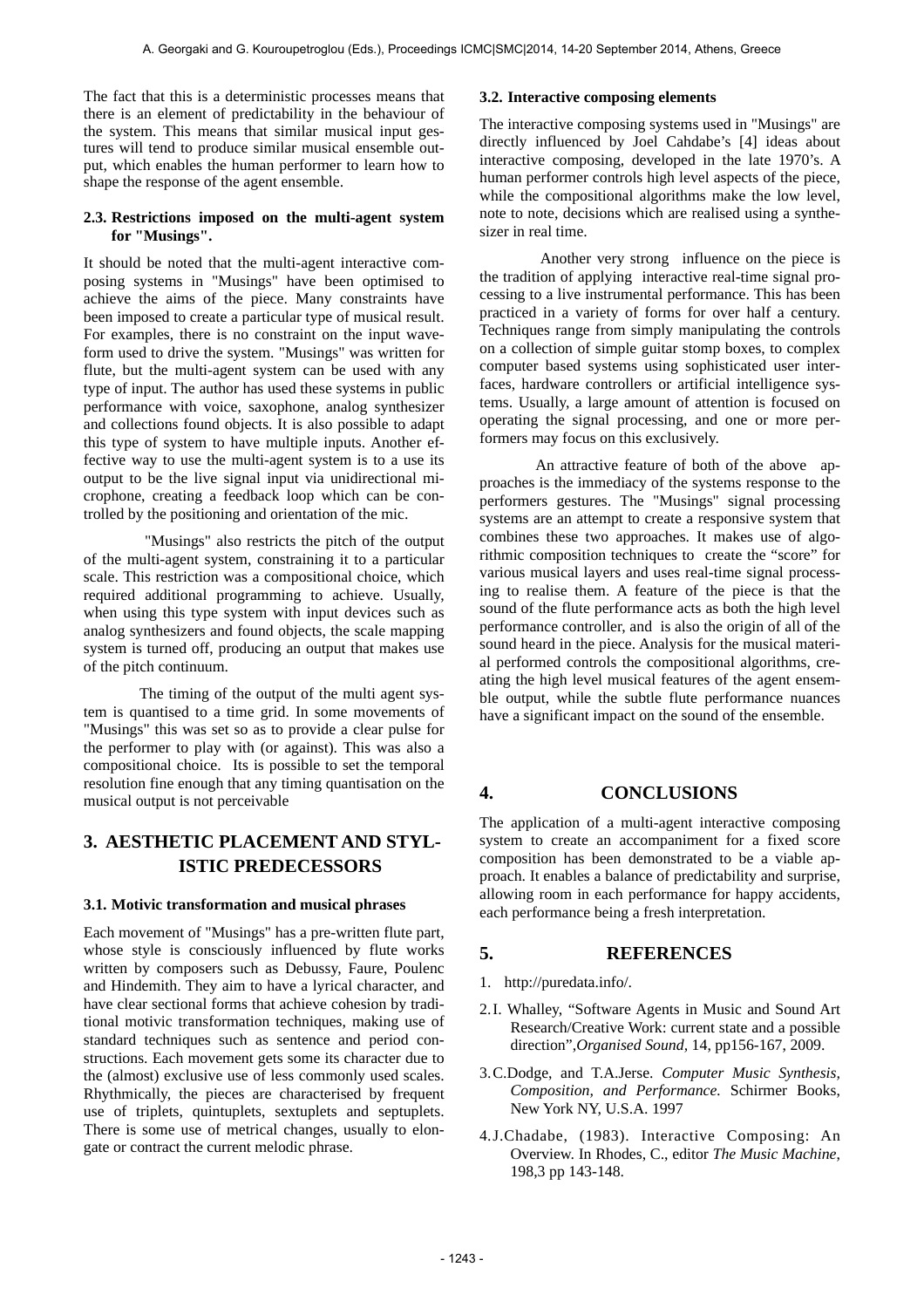The fact that this is a deterministic processes means that there is an element of predictability in the behaviour of the system. This means that similar musical input gestures will tend to produce similar musical ensemble output, which enables the human performer to learn how to shape the response of the agent ensemble.

### 2.3. Restrictions imposed on the multi-agent system for "Musings".

It should be noted that the multi-agent interactive composing systems in "Musings" have been optimised to achieve the aims of the piece. Many constraints have been imposed to create a particular type of musical result. For examples, there is no constraint on the input waveform used to drive the system. "Musings" was written for flute, but the multi-agent system can be used with any type of input. The author has used these systems in public performance with voice, saxophone, analog synthesizer and collections found objects. It is also possible to adapt this type of system to have multiple inputs. Another effective way to use the multi-agent system is to a use its output to be the live signal input via unidirectional microphone, creating a feedback loop which can be controlled by the positioning and orientation of the mic.

"Musings" also restricts the pitch of the output of the multi-agent system, constraining it to a particular scale. This restriction was a compositional choice, which required additional programming to achieve. Usually, when using this type system with input devices such as analog synthesizers and found objects, the scale mapping system is turned off, producing an output that makes use of the pitch continuum.

The timing of the output of the multi agent system is quantised to a time grid. In some movements of "Musings" this was set so as to provide a clear pulse for the performer to play with (or against). This was also a compositional choice. Its is possible to set the temporal resolution fine enough that any timing quantisation on the musical output is not perceivable

## 3. AESTHETIC PLACEMENT AND STYLISTIC PREDECESSORS

### 3.1. Motivic transformation and musical phrases

Each movement of "Musings" has a pre-written flute part, whose style is consciously influenced by flute works written by composers such as Debussy, Faure, Poulenc and Hindemith. They aim to have a lyrical character, and have clear sectional forms that achieve cohesion by traditional motivic transformation techniques, making use of standard techniques such as sentence and period constructions. Each movement gets some its character due to the (almost) exclusive use of less commonly used scales. Rhythmically, the pieces are characterised by frequent use of triplets, quintuplets, sextuplets and septuplets. There is some use of metrical changes, usually to elongate or contract the current melodic phrase.

### 3.2. Interactive composing elements

The interactive composing systems used in "Musings" are directly influenced by Joel Cahdabe's [4] ideas about interactive composing, developed in the late 1970's. A human performer controls high level aspects of the piece, while the compositional algorithms make the low level, note to note, decisions which are realised using a synthesizer in real time.

Another very strong influence on the piece is the tradition of applying interactive real-time signal processing to a live instrumental performance. This has been practiced in a variety of forms for over half a century. Techniques range from simply manipulating the controls on a collection of simple guitar stomp boxes, to complex computer based systems using sophisticated user interfaces, hardware controllers or artificial intelligence systems. Usually, a large amount of attention is focused on operating the signal processing, and one or more performers may focus on this exclusively.

An attractive feature of both of the above approaches is the immediacy of the systems response to the performers gestures. The "Musings" signal processing systems are an attempt to create a responsive system that combines these two approaches. It makes use of algorithmic composition techniques to create the "score" for various musical layers and uses real-time signal processing to realise them. A feature of the piece is that the sound of the flute performance acts as both the high level performance controller, and is also the origin of all of the sound heard in the piece. Analysis for the musical material performed controls the compositional algorithms, creating the high level musical features of the agent ensemble output, while the subtle flute performance nuances have a significant impact on the sound of the ensemble.

## 4. CONCLUSIONS

The application of a multi-agent interactive composing system to create an accompaniment for a fixed score composition has been demonstrated to be a viable approach. It enables a balance of predictability and surprise, allowing room in each performance for happy accidents, each performance being a fresh interpretation.

## 5. REFERENCES

1. http://puredata.info/.
2. I. Whalley, "Software Agents in Music and Sound Art Research/Creative Work: current state and a possible direction",*Organised Sound*, 14, pp156-167, 2009.
3. C.Dodge, and T.A.Jerse. *Computer Music Synthesis, Composition, and Performance.* Schirmer Books, New York NY, U.S.A. 1997
4. J.Chadabe, (1983). Interactive Composing: An Overview. In Rhodes, C., editor *The Music Machine*, 198,3 pp 143-148.